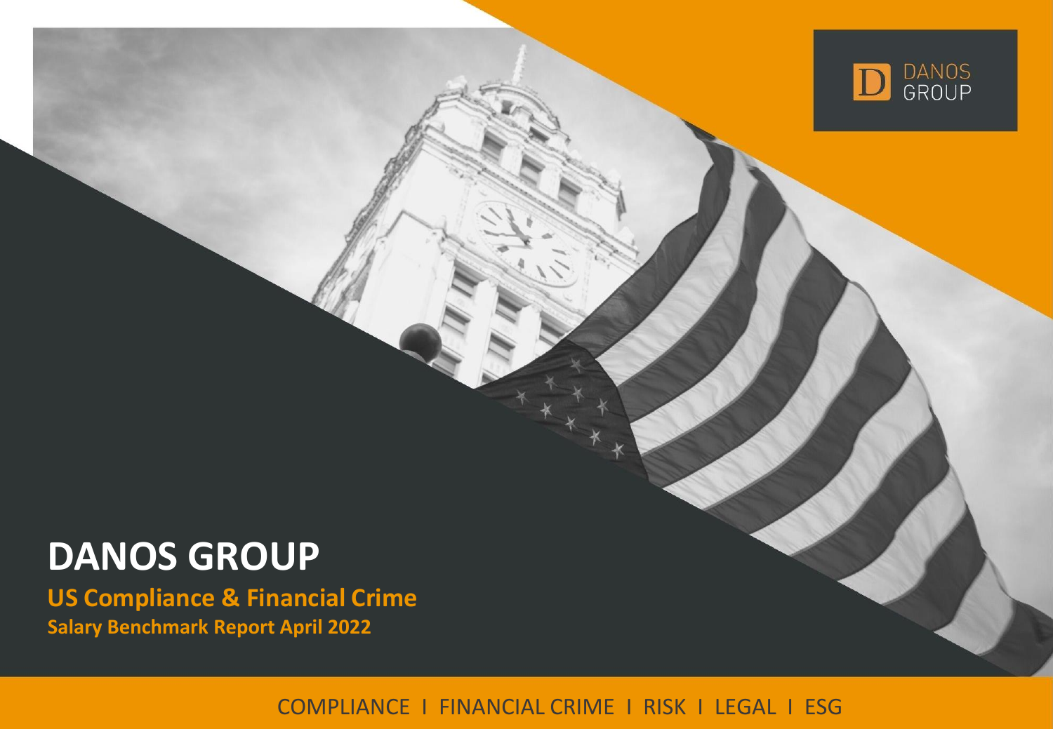DANOS GROUP

# DANOS GROUP

## US Compliance & Financial Crime

### Salary Benchmark Report April 2022

COMPLIANCE I FINANCIAL CRIME I RISK I LEGAL I ESG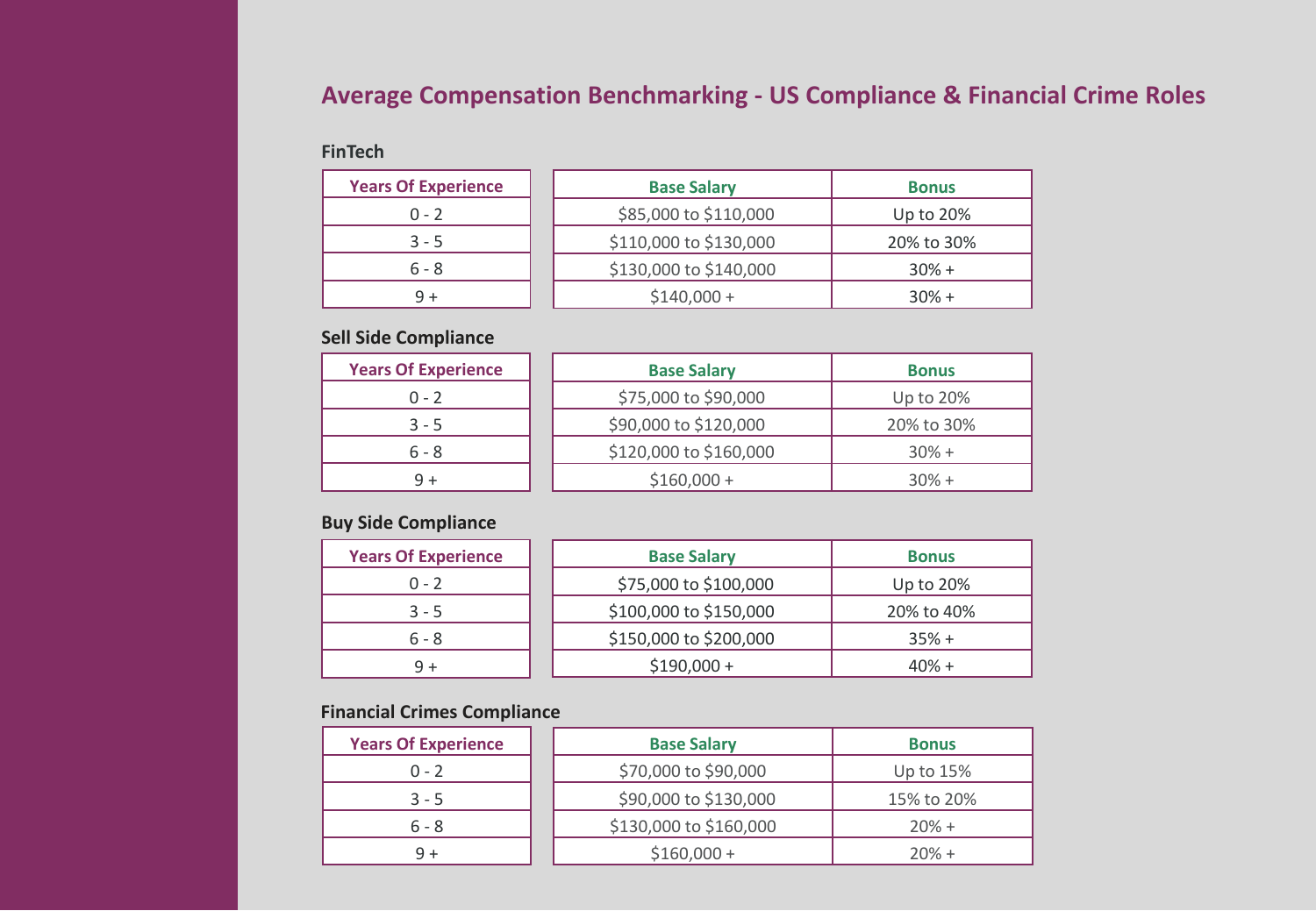# Average Compensation Benchmarking - US Compliance & Financial Crime Roles

### FinTech

| Years Of Experience | Base Salary | Bonus |
|---|---|---|
| 0 - 2 | $85,000 to $110,000 | Up to 20% |
| 3 - 5 | $110,000 to $130,000 | 20% to 30% |
| 6 - 8 | $130,000 to $140,000 | 30% + |
| 9 + | $140,000 + | 30% + |

### Sell Side Compliance

| Years Of Experience | Base Salary | Bonus |
|---|---|---|
| 0 - 2 | $75,000 to $90,000 | Up to 20% |
| 3 - 5 | $90,000 to $120,000 | 20% to 30% |
| 6 - 8 | $120,000 to $160,000 | 30% + |
| 9 + | $160,000 + | 30% + |

### Buy Side Compliance

| Years Of Experience | Base Salary | Bonus |
|---|---|---|
| 0 - 2 | $75,000 to $100,000 | Up to 20% |
| 3 - 5 | $100,000 to $150,000 | 20% to 40% |
| 6 - 8 | $150,000 to $200,000 | 35% + |
| 9 + | $190,000 + | 40% + |

### Financial Crimes Compliance

| Years Of Experience | Base Salary | Bonus |
|---|---|---|
| 0 - 2 | $70,000 to $90,000 | Up to 15% |
| 3 - 5 | $90,000 to $130,000 | 15% to 20% |
| 6 - 8 | $130,000 to $160,000 | 20% + |
| 9 + | $160,000 + | 20% + |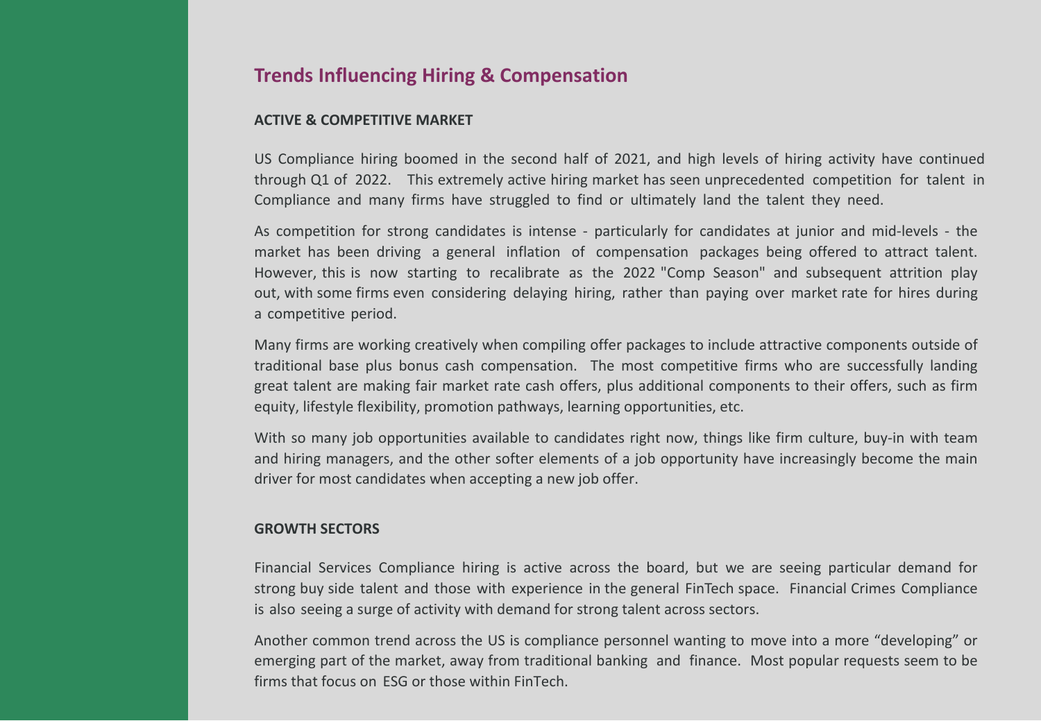## Trends Influencing Hiring & Compensation

### ACTIVE & COMPETITIVE MARKET

US Compliance hiring boomed in the second half of 2021, and high levels of hiring activity have continued through Q1 of 2022. This extremely active hiring market has seen unprecedented competition for talent in Compliance and many firms have struggled to find or ultimately land the talent they need.

As competition for strong candidates is intense - particularly for candidates at junior and mid-levels - the market has been driving a general inflation of compensation packages being offered to attract talent. However, this is now starting to recalibrate as the 2022 "Comp Season" and subsequent attrition play out, with some firms even considering delaying hiring, rather than paying over market rate for hires during a competitive period.

Many firms are working creatively when compiling offer packages to include attractive components outside of traditional base plus bonus cash compensation. The most competitive firms who are successfully landing great talent are making fair market rate cash offers, plus additional components to their offers, such as firm equity, lifestyle flexibility, promotion pathways, learning opportunities, etc.

With so many job opportunities available to candidates right now, things like firm culture, buy-in with team and hiring managers, and the other softer elements of a job opportunity have increasingly become the main driver for most candidates when accepting a new job offer.

### GROWTH SECTORS

Financial Services Compliance hiring is active across the board, but we are seeing particular demand for strong buy side talent and those with experience in the general FinTech space. Financial Crimes Compliance is also seeing a surge of activity with demand for strong talent across sectors.

Another common trend across the US is compliance personnel wanting to move into a more “developing” or emerging part of the market, away from traditional banking and finance. Most popular requests seem to be firms that focus on ESG or those within FinTech.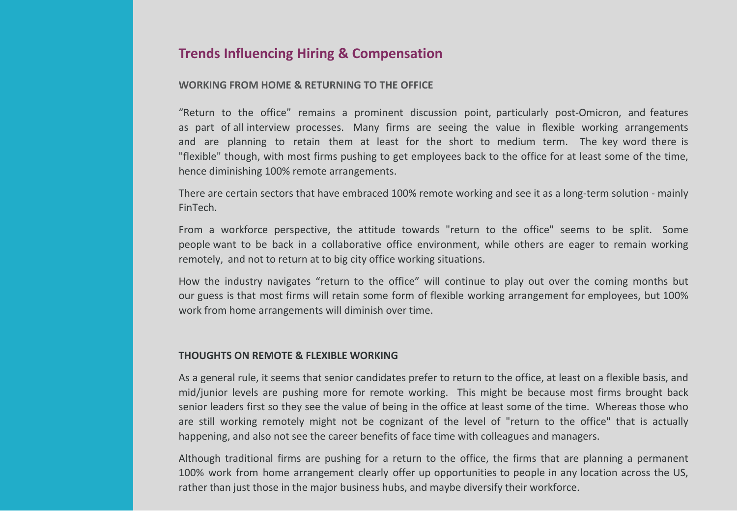## Trends Influencing Hiring & Compensation

### WORKING FROM HOME & RETURNING TO THE OFFICE

"Return to the office" remains a prominent discussion point, particularly post-Omicron, and features as part of all interview processes. Many firms are seeing the value in flexible working arrangements and are planning to retain them at least for the short to medium term. The key word there is "flexible" though, with most firms pushing to get employees back to the office for at least some of the time, hence diminishing 100% remote arrangements.

There are certain sectors that have embraced 100% remote working and see it as a long-term solution - mainly FinTech.

From a workforce perspective, the attitude towards "return to the office" seems to be split. Some people want to be back in a collaborative office environment, while others are eager to remain working remotely, and not to return at to big city office working situations.

How the industry navigates "return to the office" will continue to play out over the coming months but our guess is that most firms will retain some form of flexible working arrangement for employees, but 100% work from home arrangements will diminish over time.

### THOUGHTS ON REMOTE & FLEXIBLE WORKING

As a general rule, it seems that senior candidates prefer to return to the office, at least on a flexible basis, and mid/junior levels are pushing more for remote working. This might be because most firms brought back senior leaders first so they see the value of being in the office at least some of the time. Whereas those who are still working remotely might not be cognizant of the level of "return to the office" that is actually happening, and also not see the career benefits of face time with colleagues and managers.

Although traditional firms are pushing for a return to the office, the firms that are planning a permanent 100% work from home arrangement clearly offer up opportunities to people in any location across the US, rather than just those in the major business hubs, and maybe diversify their workforce.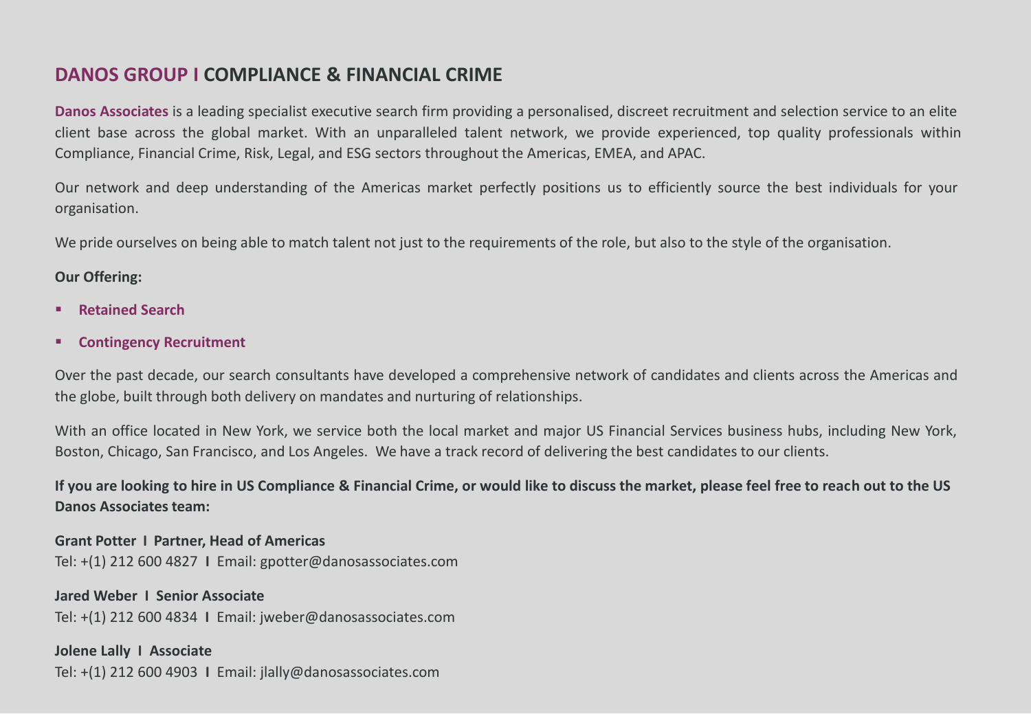## DANOS GROUP I COMPLIANCE & FINANCIAL CRIME

**Danos Associates** is a leading specialist executive search firm providing a personalised, discreet recruitment and selection service to an elite client base across the global market. With an unparalleled talent network, we provide experienced, top quality professionals within Compliance, Financial Crime, Risk, Legal, and ESG sectors throughout the Americas, EMEA, and APAC.

Our network and deep understanding of the Americas market perfectly positions us to efficiently source the best individuals for your organisation.

We pride ourselves on being able to match talent not just to the requirements of the role, but also to the style of the organisation.

**Our Offering:**

- **Retained Search**
- **Contingency Recruitment**

Over the past decade, our search consultants have developed a comprehensive network of candidates and clients across the Americas and the globe, built through both delivery on mandates and nurturing of relationships.

With an office located in New York, we service both the local market and major US Financial Services business hubs, including New York, Boston, Chicago, San Francisco, and Los Angeles. We have a track record of delivering the best candidates to our clients.

**If you are looking to hire in US Compliance & Financial Crime, or would like to discuss the market, please feel free to reach out to the US Danos Associates team:**

**Grant Potter I Partner, Head of Americas**
Tel: +(1) 212 600 4827 **I** Email: gpotter@danosassociates.com

**Jared Weber I Senior Associate**
Tel: +(1) 212 600 4834 **I** Email: jweber@danosassociates.com

**Jolene Lally I Associate**
Tel: +(1) 212 600 4903 **I** Email: jlally@danosassociates.com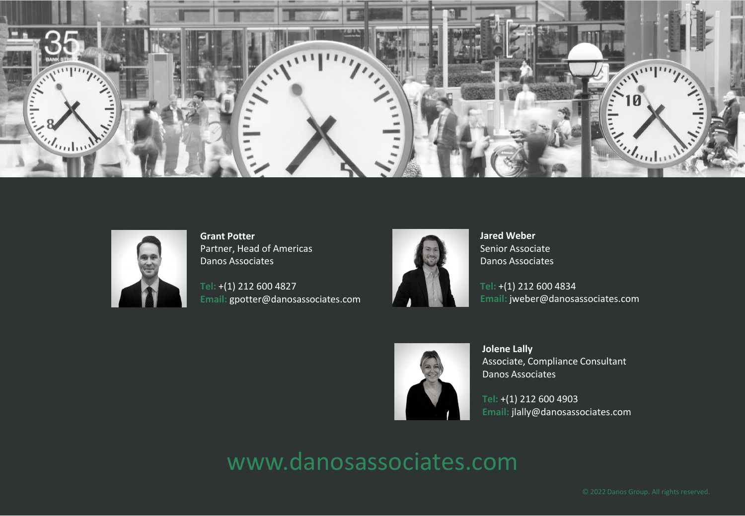**Grant Potter**
Partner, Head of Americas
Danos Associates

**Tel:** +(1) 212 600 4827
**Email:** gpotter@danosassociates.com

**Jared Weber**
Senior Associate
Danos Associates

**Tel:** +(1) 212 600 4834
**Email:** jweber@danosassociates.com

**Jolene Lally**
Associate, Compliance Consultant
Danos Associates

**Tel:** +(1) 212 600 4903
**Email:** jlally@danosassociates.com

www.danosassociates.com

© 2022 Danos Group. All rights reserved.